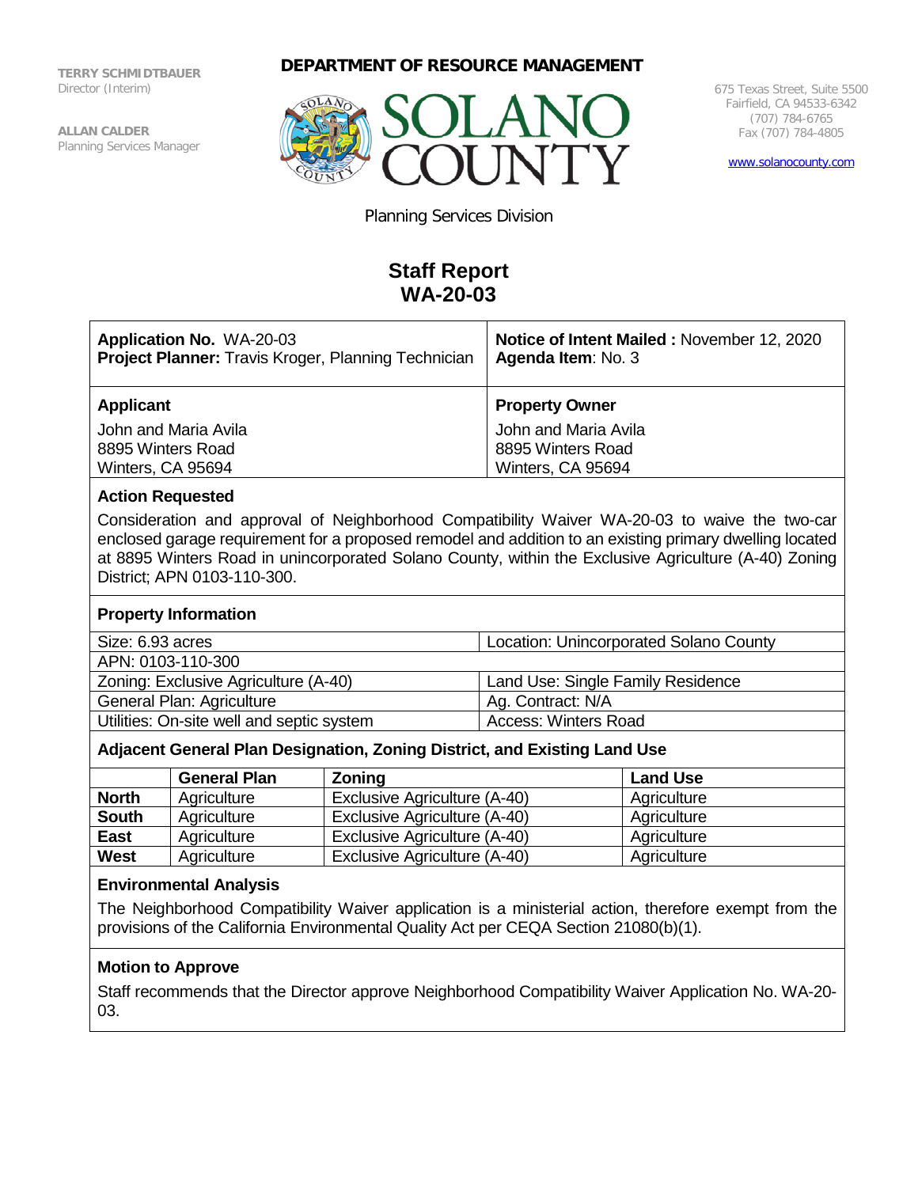**TERRY SCHMIDTBAUER**
Director (Interim)

**ALLAN CALDER**
Planning Services Manager

**DEPARTMENT OF RESOURCE MANAGEMENT**

# SOLANO COUNTY

675 Texas Street, Suite 5500
Fairfield, CA 94533-6342
(707) 784-6765
Fax (707) 784-4805

www.solanocounty.com

Planning Services Division

# Staff Report
# WA-20-03

| **Application No.** WA-20-03<br>**Project Planner:** Travis Kroger, Planning Technician | **Notice of Intent Mailed :** November 12, 2020<br>**Agenda Item**: No. 3 |
|---|---|
| **Applicant**<br>John and Maria Avila<br>8895 Winters Road<br>Winters, CA 95694 | **Property Owner**<br>John and Maria Avila<br>8895 Winters Road<br>Winters, CA 95694 |

### Action Requested

Consideration and approval of Neighborhood Compatibility Waiver WA-20-03 to waive the two-car enclosed garage requirement for a proposed remodel and addition to an existing primary dwelling located at 8895 Winters Road in unincorporated Solano County, within the Exclusive Agriculture (A-40) Zoning District; APN 0103-110-300.

### Property Information

| Size: 6.93 acres | Location: Unincorporated Solano County |
|---|---|
| APN: 0103-110-300 | |
| Zoning: Exclusive Agriculture (A-40) | Land Use: Single Family Residence |
| General Plan: Agriculture | Ag. Contract: N/A |
| Utilities: On-site well and septic system | Access: Winters Road |

### Adjacent General Plan Designation, Zoning District, and Existing Land Use

| | General Plan | Zoning | Land Use |
|---|---|---|---|
| **North** | Agriculture | Exclusive Agriculture (A-40) | Agriculture |
| **South** | Agriculture | Exclusive Agriculture (A-40) | Agriculture |
| **East** | Agriculture | Exclusive Agriculture (A-40) | Agriculture |
| **West** | Agriculture | Exclusive Agriculture (A-40) | Agriculture |

### Environmental Analysis

The Neighborhood Compatibility Waiver application is a ministerial action, therefore exempt from the provisions of the California Environmental Quality Act per CEQA Section 21080(b)(1).

### Motion to Approve

Staff recommends that the Director approve Neighborhood Compatibility Waiver Application No. WA-20-03.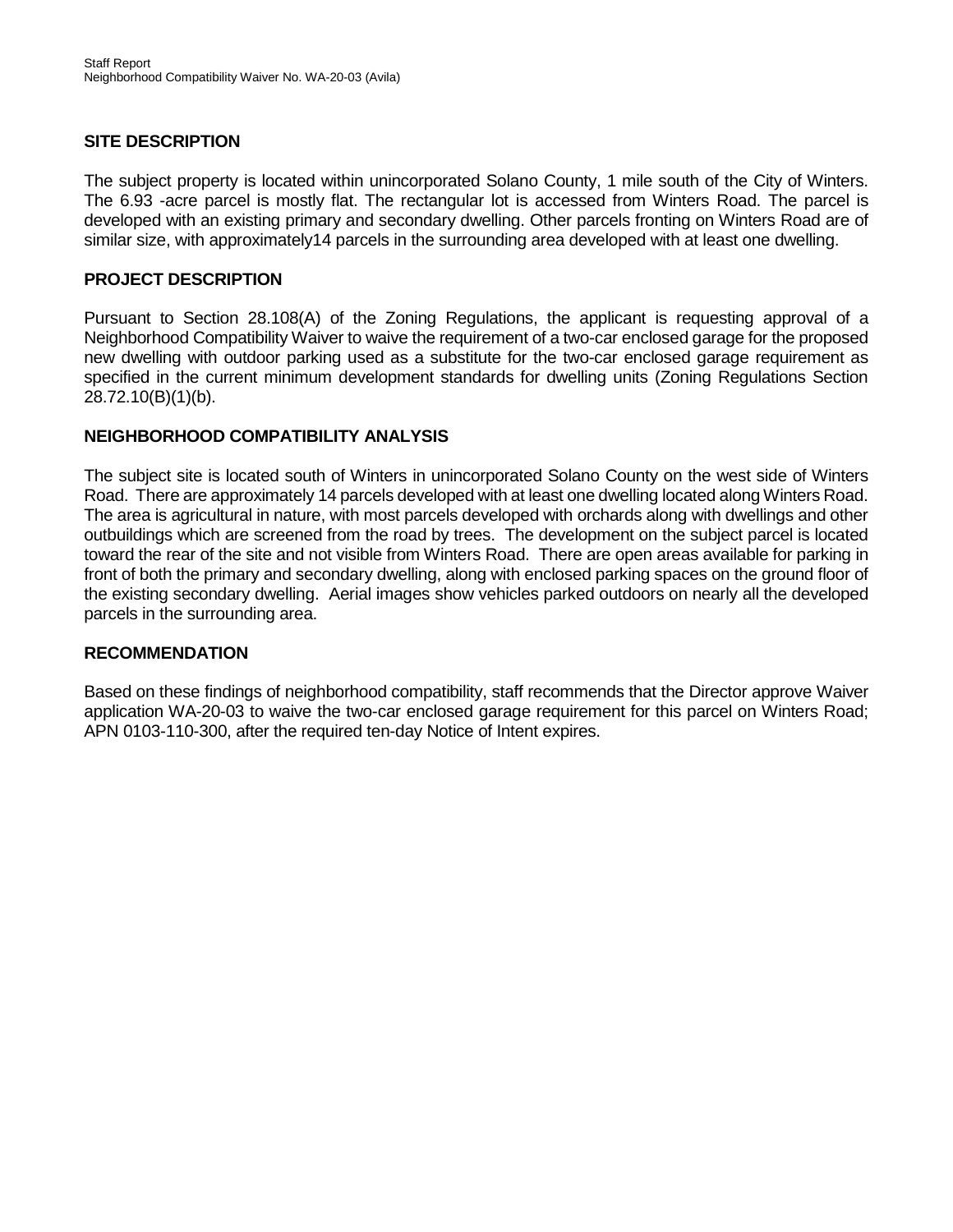## SITE DESCRIPTION

The subject property is located within unincorporated Solano County, 1 mile south of the City of Winters. The 6.93 -acre parcel is mostly flat. The rectangular lot is accessed from Winters Road. The parcel is developed with an existing primary and secondary dwelling. Other parcels fronting on Winters Road are of similar size, with approximately14 parcels in the surrounding area developed with at least one dwelling.

## PROJECT DESCRIPTION

Pursuant to Section 28.108(A) of the Zoning Regulations, the applicant is requesting approval of a Neighborhood Compatibility Waiver to waive the requirement of a two-car enclosed garage for the proposed new dwelling with outdoor parking used as a substitute for the two-car enclosed garage requirement as specified in the current minimum development standards for dwelling units (Zoning Regulations Section 28.72.10(B)(1)(b).

## NEIGHBORHOOD COMPATIBILITY ANALYSIS

The subject site is located south of Winters in unincorporated Solano County on the west side of Winters Road. There are approximately 14 parcels developed with at least one dwelling located along Winters Road. The area is agricultural in nature, with most parcels developed with orchards along with dwellings and other outbuildings which are screened from the road by trees. The development on the subject parcel is located toward the rear of the site and not visible from Winters Road. There are open areas available for parking in front of both the primary and secondary dwelling, along with enclosed parking spaces on the ground floor of the existing secondary dwelling. Aerial images show vehicles parked outdoors on nearly all the developed parcels in the surrounding area.

## RECOMMENDATION

Based on these findings of neighborhood compatibility, staff recommends that the Director approve Waiver application WA-20-03 to waive the two-car enclosed garage requirement for this parcel on Winters Road; APN 0103-110-300, after the required ten-day Notice of Intent expires.